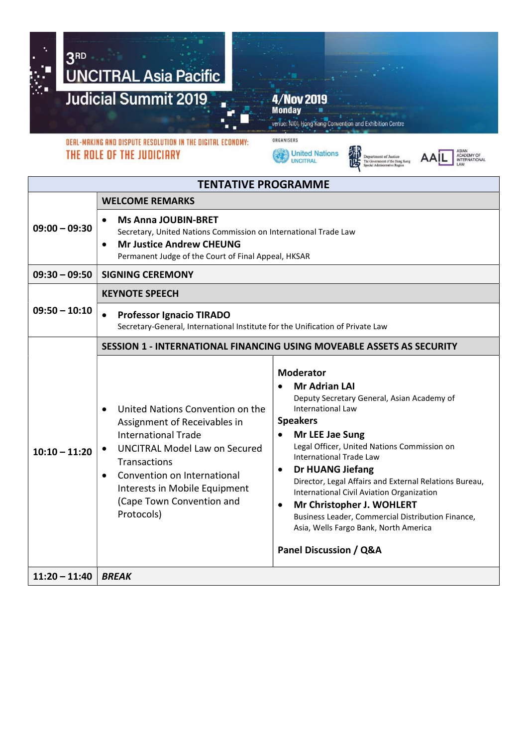# 3RD UNCITRAL Asia Pacific Judicial Summit 2019

**4/Nov 2019**
**Monday**
venue: N101, Hong Kong Convention and Exhibition Centre

DEAL-MAKING AND DISPUTE RESOLUTION IN THE DIGITAL ECONOMY:
**THE ROLE OF THE JUDICIARY**

ORGANISERS
United Nations UNCITRAL | Department of Justice, The Government of the Hong Kong Special Administrative Region | AAIL Asian Academy of International Law

## TENTATIVE PROGRAMME

| Time | Programme | |
|---|---|---|
| 09:00 – 09:30 | **WELCOME REMARKS** | |
| | • **Ms Anna JOUBIN-BRET**<br>Secretary, United Nations Commission on International Trade Law<br>• **Mr Justice Andrew CHEUNG**<br>Permanent Judge of the Court of Final Appeal, HKSAR | |
| 09:30 – 09:50 | **SIGNING CEREMONY** | |
| 09:50 – 10:10 | **KEYNOTE SPEECH** | |
| | • **Professor Ignacio TIRADO**<br>Secretary-General, International Institute for the Unification of Private Law | |
| 10:10 – 11:20 | **SESSION 1 - INTERNATIONAL FINANCING USING MOVEABLE ASSETS AS SECURITY** | |
| | • United Nations Convention on the Assignment of Receivables in International Trade<br>• UNCITRAL Model Law on Secured Transactions<br>• Convention on International Interests in Mobile Equipment (Cape Town Convention and Protocols) | **Moderator**<br>• **Mr Adrian LAI**<br>Deputy Secretary General, Asian Academy of International Law<br>**Speakers**<br>• **Mr LEE Jae Sung**<br>Legal Officer, United Nations Commission on International Trade Law<br>• **Dr HUANG Jiefang**<br>Director, Legal Affairs and External Relations Bureau, International Civil Aviation Organization<br>• **Mr Christopher J. WOHLERT**<br>Business Leader, Commercial Distribution Finance, Asia, Wells Fargo Bank, North America<br><br>**Panel Discussion / Q&A** |
| 11:20 – 11:40 | ***BREAK*** | |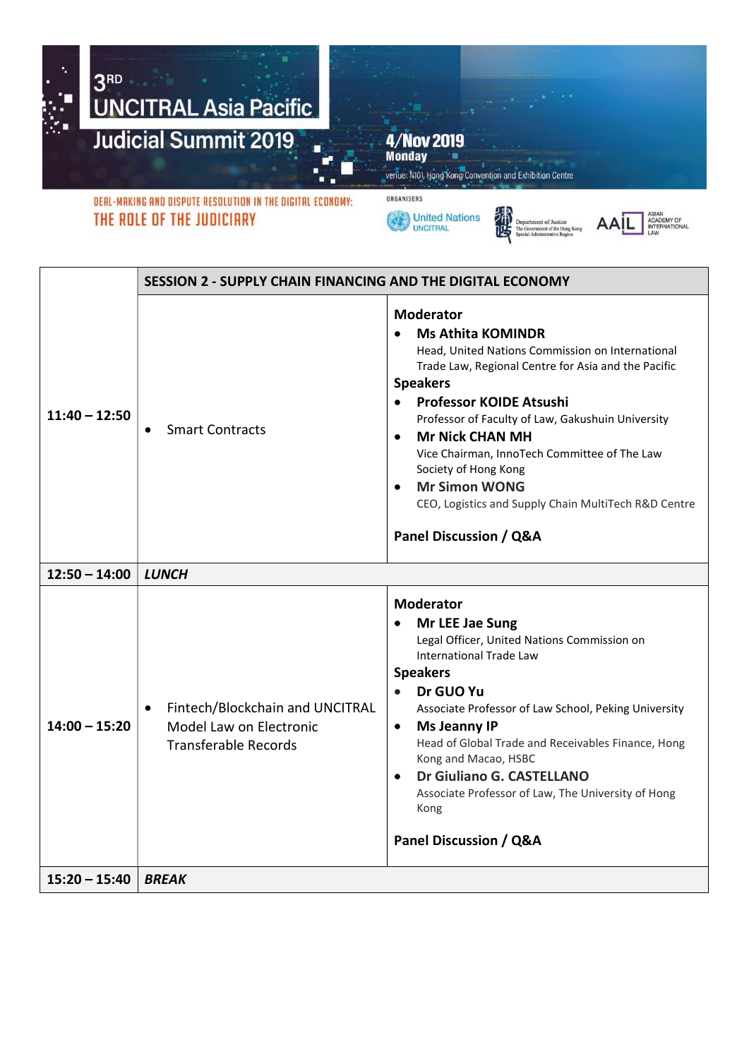# 3RD UNCITRAL Asia Pacific Judicial Summit 2019

**4/Nov 2019**
**Monday**
venue: N101, Hong Kong Convention and Exhibition Centre

DEAL-MAKING AND DISPUTE RESOLUTION IN THE DIGITAL ECONOMY:
**THE ROLE OF THE JUDICIARY**

ORGANISERS
United Nations UNCITRAL
Department of Justice, The Government of the Hong Kong Special Administrative Region
AAIL Asian Academy of International Law

| | SESSION 2 - SUPPLY CHAIN FINANCING AND THE DIGITAL ECONOMY | |
|---|---|---|
| **11:40 – 12:50** | • Smart Contracts | **Moderator**<br>• **Ms Athita KOMINDR**<br>Head, United Nations Commission on International Trade Law, Regional Centre for Asia and the Pacific<br>**Speakers**<br>• **Professor KOIDE Atsushi**<br>Professor of Faculty of Law, Gakushuin University<br>• **Mr Nick CHAN MH**<br>Vice Chairman, InnoTech Committee of The Law Society of Hong Kong<br>• **Mr Simon WONG**<br>CEO, Logistics and Supply Chain MultiTech R&D Centre<br><br>**Panel Discussion / Q&A** |
| **12:50 – 14:00** | ***LUNCH*** | |
| **14:00 – 15:20** | • Fintech/Blockchain and UNCITRAL Model Law on Electronic Transferable Records | **Moderator**<br>• **Mr LEE Jae Sung**<br>Legal Officer, United Nations Commission on International Trade Law<br>**Speakers**<br>• **Dr GUO Yu**<br>Associate Professor of Law School, Peking University<br>• **Ms Jeanny IP**<br>Head of Global Trade and Receivables Finance, Hong Kong and Macao, HSBC<br>• **Dr Giuliano G. CASTELLANO**<br>Associate Professor of Law, The University of Hong Kong<br><br>**Panel Discussion / Q&A** |
| **15:20 – 15:40** | ***BREAK*** | |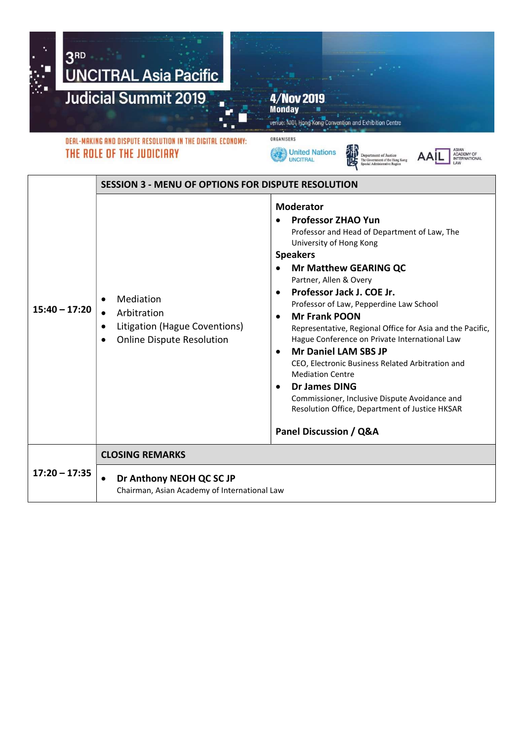3RD UNCITRAL Asia Pacific Judicial Summit 2019

4/Nov 2019
Monday
venue: N101, Hong Kong Convention and Exhibition Centre

DEAL-MAKING AND DISPUTE RESOLUTION IN THE DIGITAL ECONOMY:
THE ROLE OF THE JUDICIARY

ORGANISERS
United Nations UNCITRAL
Department of Justice The Government of the Hong Kong Special Administrative Region
AAIL ASIAN ACADEMY OF INTERNATIONAL LAW

| | | |
|---|---|---|
| | **SESSION 3 - MENU OF OPTIONS FOR DISPUTE RESOLUTION** | |
| **15:40 – 17:20** | • Mediation<br>• Arbitration<br>• Litigation (Hague Coventions)<br>• Online Dispute Resolution | **Moderator**<br>• **Professor ZHAO Yun**<br>Professor and Head of Department of Law, The University of Hong Kong<br>**Speakers**<br>• **Mr Matthew GEARING QC**<br>Partner, Allen & Overy<br>• **Professor Jack J. COE Jr.**<br>Professor of Law, Pepperdine Law School<br>• **Mr Frank POON**<br>Representative, Regional Office for Asia and the Pacific, Hague Conference on Private International Law<br>• **Mr Daniel LAM SBS JP**<br>CEO, Electronic Business Related Arbitration and Mediation Centre<br>• **Dr James DING**<br>Commissioner, Inclusive Dispute Avoidance and Resolution Office, Department of Justice HKSAR<br><br>**Panel Discussion / Q&A** |
| | **CLOSING REMARKS** | |
| **17:20 – 17:35** | • **Dr Anthony NEOH QC SC JP**<br>Chairman, Asian Academy of International Law | |